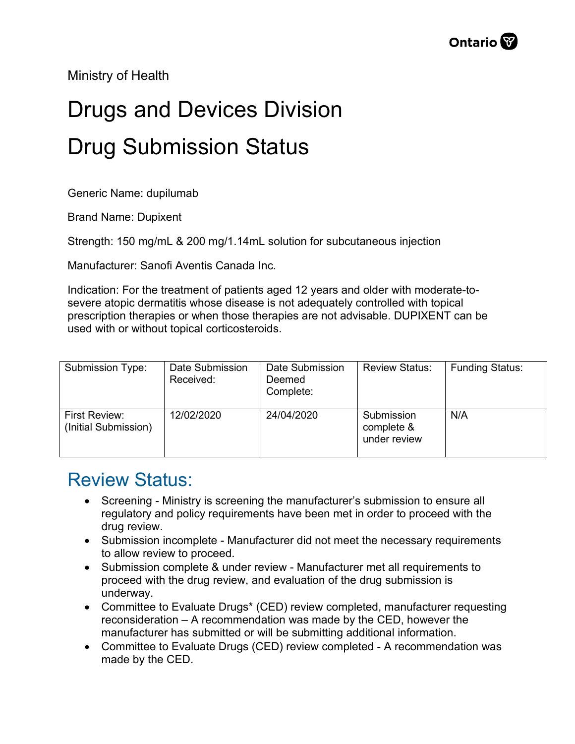Ministry of Health

# Drugs and Devices Division

# Drug Submission Status

Generic Name: dupilumab

Brand Name: Dupixent

Strength: 150 mg/mL & 200 mg/1.14mL solution for subcutaneous injection

Manufacturer: Sanofi Aventis Canada Inc.

Indication: For the treatment of patients aged 12 years and older with moderate-to-severe atopic dermatitis whose disease is not adequately controlled with topical prescription therapies or when those therapies are not advisable. DUPIXENT can be used with or without topical corticosteroids.

| Submission Type: | Date Submission Received: | Date Submission Deemed Complete: | Review Status: | Funding Status: |
|---|---|---|---|---|
| First Review: (Initial Submission) | 12/02/2020 | 24/04/2020 | Submission complete & under review | N/A |

## Review Status:

- Screening - Ministry is screening the manufacturer's submission to ensure all regulatory and policy requirements have been met in order to proceed with the drug review.
- Submission incomplete - Manufacturer did not meet the necessary requirements to allow review to proceed.
- Submission complete & under review - Manufacturer met all requirements to proceed with the drug review, and evaluation of the drug submission is underway.
- Committee to Evaluate Drugs* (CED) review completed, manufacturer requesting reconsideration – A recommendation was made by the CED, however the manufacturer has submitted or will be submitting additional information.
- Committee to Evaluate Drugs (CED) review completed - A recommendation was made by the CED.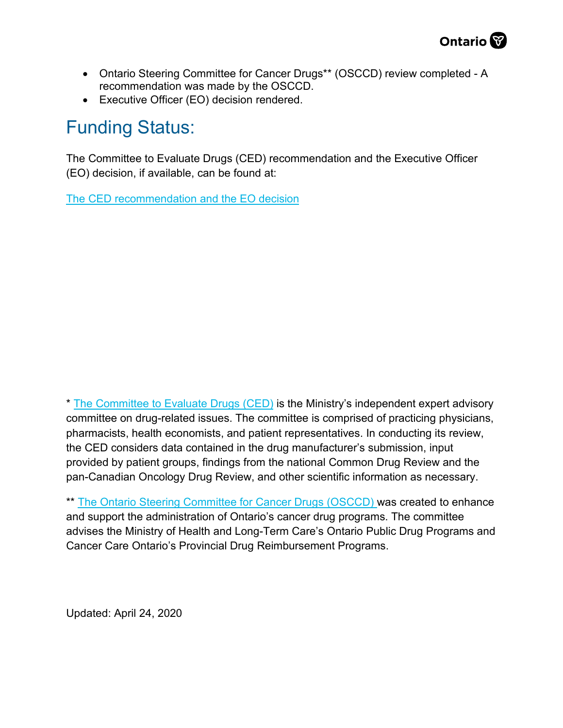- Ontario Steering Committee for Cancer Drugs** (OSCCD) review completed - A recommendation was made by the OSCCD.
- Executive Officer (EO) decision rendered.

# Funding Status:

The Committee to Evaluate Drugs (CED) recommendation and the Executive Officer (EO) decision, if available, can be found at:

The CED recommendation and the EO decision

* The Committee to Evaluate Drugs (CED) is the Ministry's independent expert advisory committee on drug-related issues. The committee is comprised of practicing physicians, pharmacists, health economists, and patient representatives. In conducting its review, the CED considers data contained in the drug manufacturer's submission, input provided by patient groups, findings from the national Common Drug Review and the pan-Canadian Oncology Drug Review, and other scientific information as necessary.

** The Ontario Steering Committee for Cancer Drugs (OSCCD) was created to enhance and support the administration of Ontario's cancer drug programs. The committee advises the Ministry of Health and Long-Term Care's Ontario Public Drug Programs and Cancer Care Ontario's Provincial Drug Reimbursement Programs.

Updated: April 24, 2020